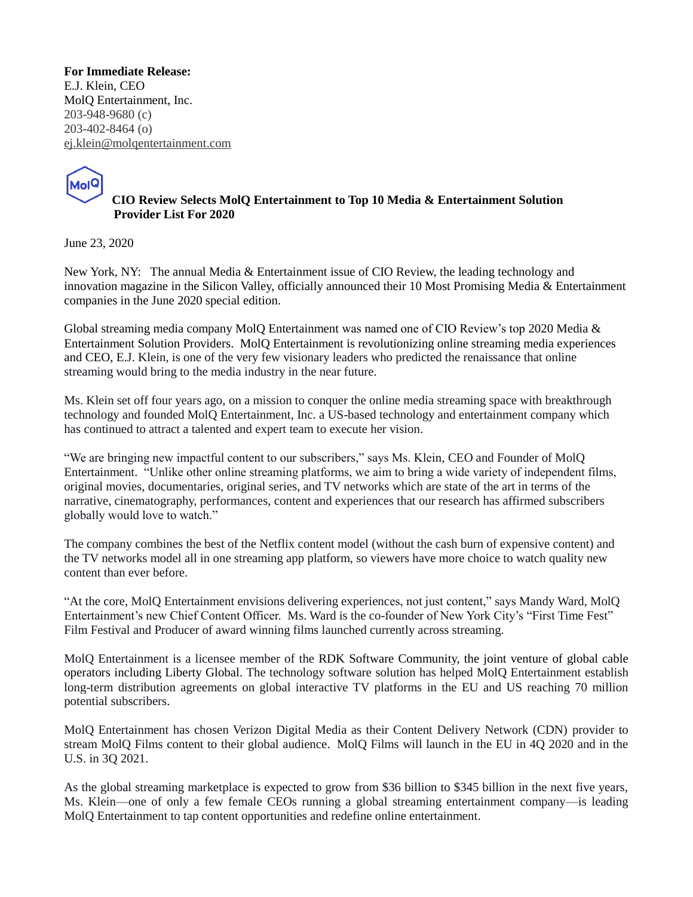**For Immediate Release:**
E.J. Klein, CEO
MolQ Entertainment, Inc.
203-948-9680 (c)
203-402-8464 (o)
ej.klein@molqentertainment.com

## CIO Review Selects MolQ Entertainment to Top 10 Media & Entertainment Solution Provider List For 2020

June 23, 2020

New York, NY: The annual Media & Entertainment issue of CIO Review, the leading technology and innovation magazine in the Silicon Valley, officially announced their 10 Most Promising Media & Entertainment companies in the June 2020 special edition.

Global streaming media company MolQ Entertainment was named one of CIO Review's top 2020 Media & Entertainment Solution Providers. MolQ Entertainment is revolutionizing online streaming media experiences and CEO, E.J. Klein, is one of the very few visionary leaders who predicted the renaissance that online streaming would bring to the media industry in the near future.

Ms. Klein set off four years ago, on a mission to conquer the online media streaming space with breakthrough technology and founded MolQ Entertainment, Inc. a US-based technology and entertainment company which has continued to attract a talented and expert team to execute her vision.

"We are bringing new impactful content to our subscribers," says Ms. Klein, CEO and Founder of MolQ Entertainment. "Unlike other online streaming platforms, we aim to bring a wide variety of independent films, original movies, documentaries, original series, and TV networks which are state of the art in terms of the narrative, cinematography, performances, content and experiences that our research has affirmed subscribers globally would love to watch."

The company combines the best of the Netflix content model (without the cash burn of expensive content) and the TV networks model all in one streaming app platform, so viewers have more choice to watch quality new content than ever before.

"At the core, MolQ Entertainment envisions delivering experiences, not just content," says Mandy Ward, MolQ Entertainment's new Chief Content Officer. Ms. Ward is the co-founder of New York City's "First Time Fest" Film Festival and Producer of award winning films launched currently across streaming.

MolQ Entertainment is a licensee member of the RDK Software Community, the joint venture of global cable operators including Liberty Global. The technology software solution has helped MolQ Entertainment establish long-term distribution agreements on global interactive TV platforms in the EU and US reaching 70 million potential subscribers.

MolQ Entertainment has chosen Verizon Digital Media as their Content Delivery Network (CDN) provider to stream MolQ Films content to their global audience. MolQ Films will launch in the EU in 4Q 2020 and in the U.S. in 3Q 2021.

As the global streaming marketplace is expected to grow from $36 billion to $345 billion in the next five years, Ms. Klein—one of only a few female CEOs running a global streaming entertainment company—is leading MolQ Entertainment to tap content opportunities and redefine online entertainment.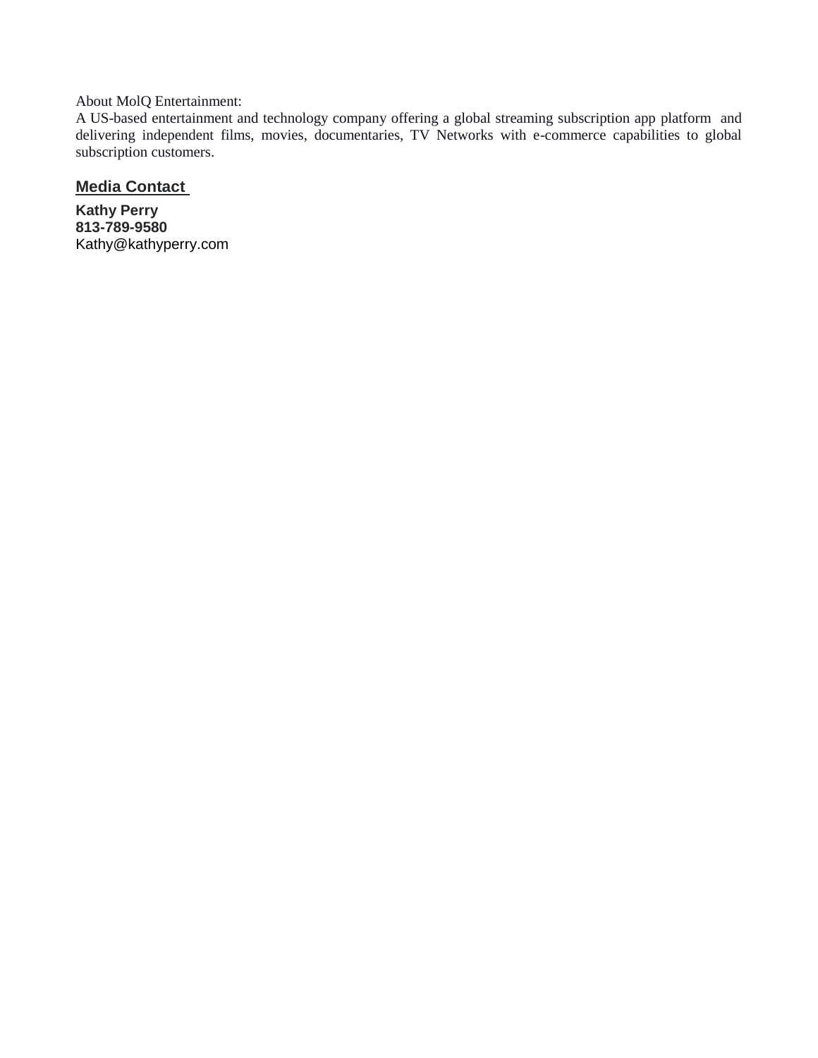About MolQ Entertainment:
A US-based entertainment and technology company offering a global streaming subscription app platform and delivering independent films, movies, documentaries, TV Networks with e-commerce capabilities to global subscription customers.

## Media Contact

**Kathy Perry**
**813-789-9580**
Kathy@kathyperry.com